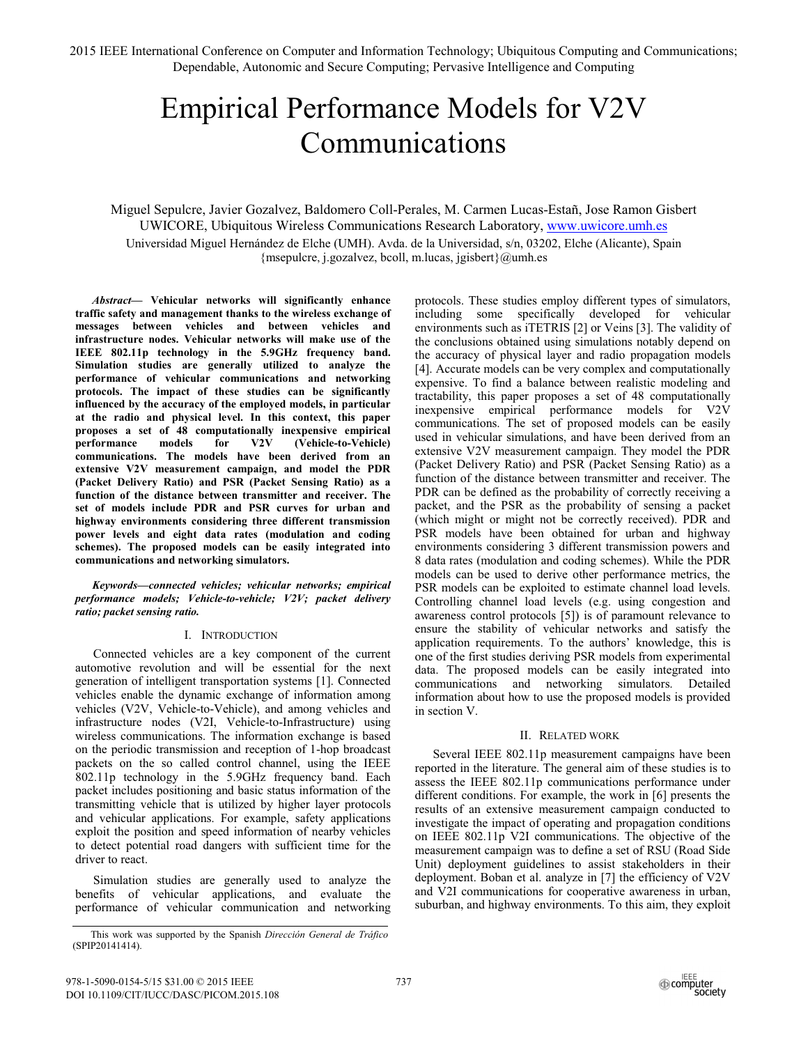# Empirical Performance Models for V2V Communications

Miguel Sepulcre, Javier Gozalvez, Baldomero Coll-Perales, M. Carmen Lucas-Estañ, Jose Ramon Gisbert
UWICORE, Ubiquitous Wireless Communications Research Laboratory, www.uwicore.umh.es
Universidad Miguel Hernández de Elche (UMH). Avda. de la Universidad, s/n, 03202, Elche (Alicante), Spain
{msepulcre, j.gozalvez, bcoll, m.lucas, jgisbert}@umh.es

***Abstract*— Vehicular networks will significantly enhance traffic safety and management thanks to the wireless exchange of messages between vehicles and between vehicles and infrastructure nodes. Vehicular networks will make use of the IEEE 802.11p technology in the 5.9GHz frequency band. Simulation studies are generally utilized to analyze the performance of vehicular communications and networking protocols. The impact of these studies can be significantly influenced by the accuracy of the employed models, in particular at the radio and physical level. In this context, this paper proposes a set of 48 computationally inexpensive empirical performance models for V2V (Vehicle-to-Vehicle) communications. The models have been derived from an extensive V2V measurement campaign, and model the PDR (Packet Delivery Ratio) and PSR (Packet Sensing Ratio) as a function of the distance between transmitter and receiver. The set of models include PDR and PSR curves for urban and highway environments considering three different transmission power levels and eight data rates (modulation and coding schemes). The proposed models can be easily integrated into communications and networking simulators.**

***Keywords—connected vehicles; vehicular networks; empirical performance models; Vehicle-to-vehicle; V2V; packet delivery ratio; packet sensing ratio.***

## I. Introduction

Connected vehicles are a key component of the current automotive revolution and will be essential for the next generation of intelligent transportation systems [1]. Connected vehicles enable the dynamic exchange of information among vehicles (V2V, Vehicle-to-Vehicle), and among vehicles and infrastructure nodes (V2I, Vehicle-to-Infrastructure) using wireless communications. The information exchange is based on the periodic transmission and reception of 1-hop broadcast packets on the so called control channel, using the IEEE 802.11p technology in the 5.9GHz frequency band. Each packet includes positioning and basic status information of the transmitting vehicle that is utilized by higher layer protocols and vehicular applications. For example, safety applications exploit the position and speed information of nearby vehicles to detect potential road dangers with sufficient time for the driver to react.

Simulation studies are generally used to analyze the benefits of vehicular applications, and evaluate the performance of vehicular communication and networking protocols. These studies employ different types of simulators, including some specifically developed for vehicular environments such as iTETRIS [2] or Veins [3]. The validity of the conclusions obtained using simulations notably depend on the accuracy of physical layer and radio propagation models [4]. Accurate models can be very complex and computationally expensive. To find a balance between realistic modeling and tractability, this paper proposes a set of 48 computationally inexpensive empirical performance models for V2V communications. The set of proposed models can be easily used in vehicular simulations, and have been derived from an extensive V2V measurement campaign. They model the PDR (Packet Delivery Ratio) and PSR (Packet Sensing Ratio) as a function of the distance between transmitter and receiver. The PDR can be defined as the probability of correctly receiving a packet, and the PSR as the probability of sensing a packet (which might or might not be correctly received). PDR and PSR models have been obtained for urban and highway environments considering 3 different transmission powers and 8 data rates (modulation and coding schemes). While the PDR models can be used to derive other performance metrics, the PSR models can be exploited to estimate channel load levels. Controlling channel load levels (e.g. using congestion and awareness control protocols [5]) is of paramount relevance to ensure the stability of vehicular networks and satisfy the application requirements. To the authors' knowledge, this is one of the first studies deriving PSR models from experimental data. The proposed models can be easily integrated into communications and networking simulators. Detailed information about how to use the proposed models is provided in section V.

## II. Related work

Several IEEE 802.11p measurement campaigns have been reported in the literature. The general aim of these studies is to assess the IEEE 802.11p communications performance under different conditions. For example, the work in [6] presents the results of an extensive measurement campaign conducted to investigate the impact of operating and propagation conditions on IEEE 802.11p V2I communications. The objective of the measurement campaign was to define a set of RSU (Road Side Unit) deployment guidelines to assist stakeholders in their deployment. Boban et al. analyze in [7] the efficiency of V2V and V2I communications for cooperative awareness in urban, suburban, and highway environments. To this aim, they exploit

This work was supported by the Spanish *Dirección General de Tráfico* (SPIP20141414).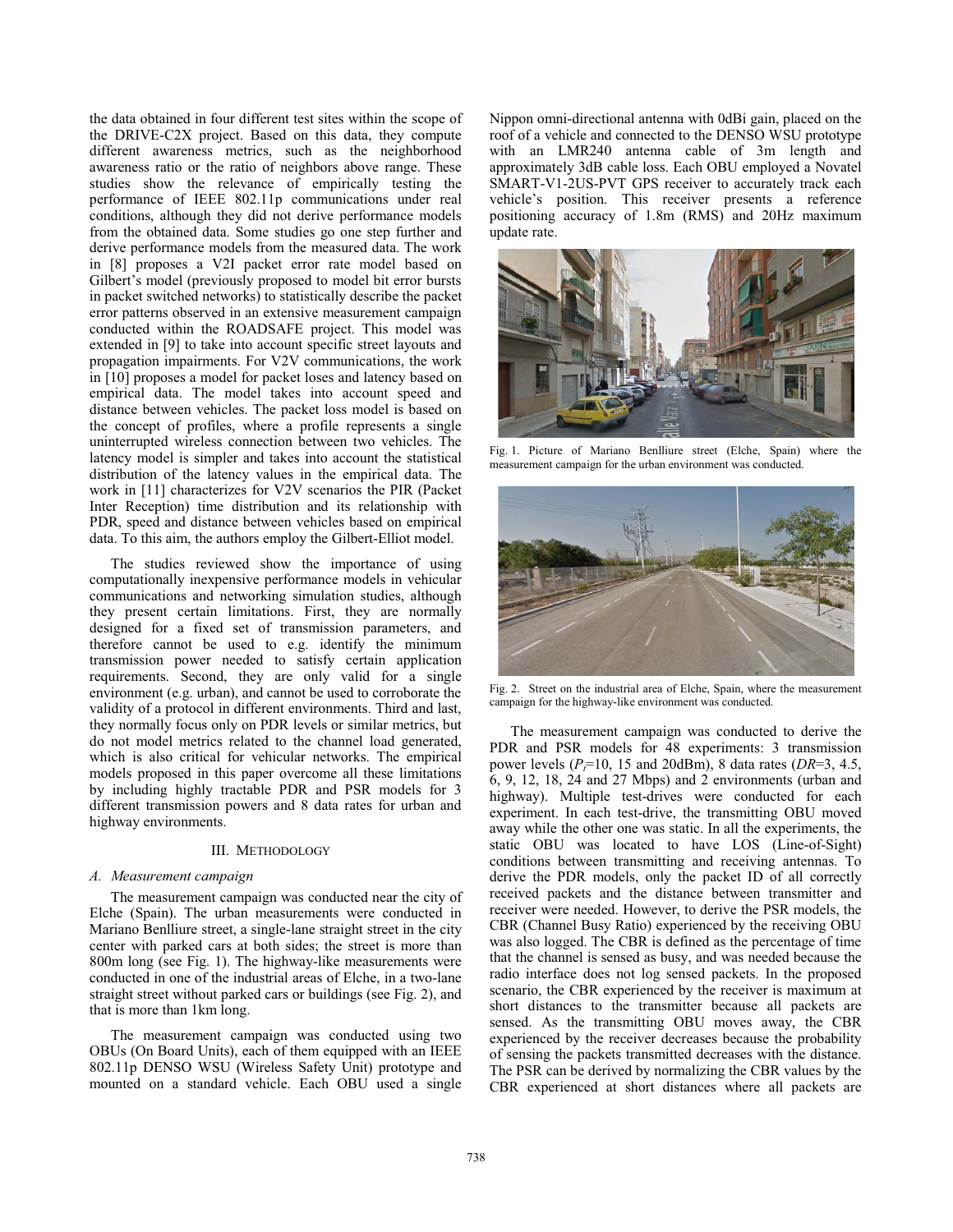the data obtained in four different test sites within the scope of the DRIVE-C2X project. Based on this data, they compute different awareness metrics, such as the neighborhood awareness ratio or the ratio of neighbors above range. These studies show the relevance of empirically testing the performance of IEEE 802.11p communications under real conditions, although they did not derive performance models from the obtained data. Some studies go one step further and derive performance models from the measured data. The work in [8] proposes a V2I packet error rate model based on Gilbert's model (previously proposed to model bit error bursts in packet switched networks) to statistically describe the packet error patterns observed in an extensive measurement campaign conducted within the ROADSAFE project. This model was extended in [9] to take into account specific street layouts and propagation impairments. For V2V communications, the work in [10] proposes a model for packet loses and latency based on empirical data. The model takes into account speed and distance between vehicles. The packet loss model is based on the concept of profiles, where a profile represents a single uninterrupted wireless connection between two vehicles. The latency model is simpler and takes into account the statistical distribution of the latency values in the empirical data. The work in [11] characterizes for V2V scenarios the PIR (Packet Inter Reception) time distribution and its relationship with PDR, speed and distance between vehicles based on empirical data. To this aim, the authors employ the Gilbert-Elliot model.

The studies reviewed show the importance of using computationally inexpensive performance models in vehicular communications and networking simulation studies, although they present certain limitations. First, they are normally designed for a fixed set of transmission parameters, and therefore cannot be used to e.g. identify the minimum transmission power needed to satisfy certain application requirements. Second, they are only valid for a single environment (e.g. urban), and cannot be used to corroborate the validity of a protocol in different environments. Third and last, they normally focus only on PDR levels or similar metrics, but do not model metrics related to the channel load generated, which is also critical for vehicular networks. The empirical models proposed in this paper overcome all these limitations by including highly tractable PDR and PSR models for 3 different transmission powers and 8 data rates for urban and highway environments.

## III. METHODOLOGY

### A. Measurement campaign

The measurement campaign was conducted near the city of Elche (Spain). The urban measurements were conducted in Mariano Benlliure street, a single-lane straight street in the city center with parked cars at both sides; the street is more than 800m long (see Fig. 1). The highway-like measurements were conducted in one of the industrial areas of Elche, in a two-lane straight street without parked cars or buildings (see Fig. 2), and that is more than 1km long.

The measurement campaign was conducted using two OBUs (On Board Units), each of them equipped with an IEEE 802.11p DENSO WSU (Wireless Safety Unit) prototype and mounted on a standard vehicle. Each OBU used a single Nippon omni-directional antenna with 0dBi gain, placed on the roof of a vehicle and connected to the DENSO WSU prototype with an LMR240 antenna cable of 3m length and approximately 3dB cable loss. Each OBU employed a Novatel SMART-V1-2US-PVT GPS receiver to accurately track each vehicle's position. This receiver presents a reference positioning accuracy of 1.8m (RMS) and 20Hz maximum update rate.

Fig. 1. Picture of Mariano Benlliure street (Elche, Spain) where the measurement campaign for the urban environment was conducted.

Fig. 2. Street on the industrial area of Elche, Spain, where the measurement campaign for the highway-like environment was conducted.

The measurement campaign was conducted to derive the PDR and PSR models for 48 experiments: 3 transmission power levels ($P_t$=10, 15 and 20dBm), 8 data rates ($DR$=3, 4.5, 6, 9, 12, 18, 24 and 27 Mbps) and 2 environments (urban and highway). Multiple test-drives were conducted for each experiment. In each test-drive, the transmitting OBU moved away while the other one was static. In all the experiments, the static OBU was located to have LOS (Line-of-Sight) conditions between transmitting and receiving antennas. To derive the PDR models, only the packet ID of all correctly received packets and the distance between transmitter and receiver were needed. However, to derive the PSR models, the CBR (Channel Busy Ratio) experienced by the receiving OBU was also logged. The CBR is defined as the percentage of time that the channel is sensed as busy, and was needed because the radio interface does not log sensed packets. In the proposed scenario, the CBR experienced by the receiver is maximum at short distances to the transmitter because all packets are sensed. As the transmitting OBU moves away, the CBR experienced by the receiver decreases because the probability of sensing the packets transmitted decreases with the distance. The PSR can be derived by normalizing the CBR values by the CBR experienced at short distances where all packets are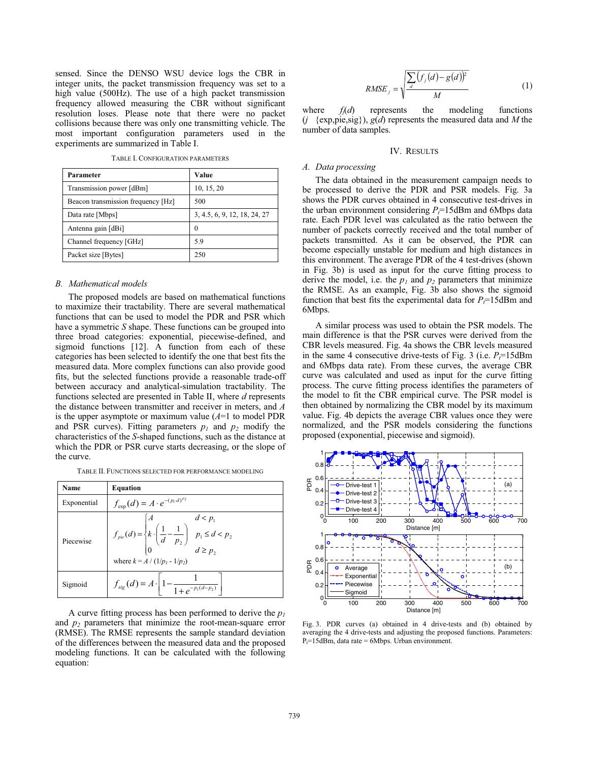sensed. Since the DENSO WSU device logs the CBR in integer units, the packet transmission frequency was set to a high value (500Hz). The use of a high packet transmission frequency allowed measuring the CBR without significant resolution loses. Please note that there were no packet collisions because there was only one transmitting vehicle. The most important configuration parameters used in the experiments are summarized in Table I.

TABLE I. CONFIGURATION PARAMETERS

| Parameter | Value |
|---|---|
| Transmission power [dBm] | 10, 15, 20 |
| Beacon transmission frequency [Hz] | 500 |
| Data rate [Mbps] | 3, 4.5, 6, 9, 12, 18, 24, 27 |
| Antenna gain [dBi] | 0 |
| Channel frequency [GHz] | 5.9 |
| Packet size [Bytes] | 250 |

### B. Mathematical models

The proposed models are based on mathematical functions to maximize their tractability. There are several mathematical functions that can be used to model the PDR and PSR which have a symmetric *S* shape. These functions can be grouped into three broad categories: exponential, piecewise-defined, and sigmoid functions [12]. A function from each of these categories has been selected to identify the one that best fits the measured data. More complex functions can also provide good fits, but the selected functions provide a reasonable trade-off between accuracy and analytical-simulation tractability. The functions selected are presented in Table II, where $d$ represents the distance between transmitter and receiver in meters, and $A$ is the upper asymptote or maximum value ($A$=1 to model PDR and PSR curves). Fitting parameters $p_1$ and $p_2$ modify the characteristics of the *S*-shaped functions, such as the distance at which the PDR or PSR curve starts decreasing, or the slope of the curve.

TABLE II. FUNCTIONS SELECTED FOR PERFORMANCE MODELING

| Name | Equation |
|---|---|
| Exponential | $f_{\exp}(d) = A \cdot e^{-(p_1 \cdot d)^{p_2}}$ |
| Piecewise | $f_{pie}(d) = \begin{cases} A & d < p_1 \\ k \cdot \left(\frac{1}{d} - \frac{1}{p_2}\right) & p_1 \le d < p_2 \\ 0 & d \ge p_2 \end{cases}$ where $k = A / (1/p_1 - 1/p_2)$ |
| Sigmoid | $f_{sig}(d) = A \cdot \left[1 - \frac{1}{1+e^{-p_1(d-p_2)}}\right]$ |

A curve fitting process has been performed to derive the $p_1$ and $p_2$ parameters that minimize the root-mean-square error (RMSE). The RMSE represents the sample standard deviation of the differences between the measured data and the proposed modeling functions. It can be calculated with the following equation:

$$RMSE_j = \sqrt{\frac{\sum_d \left(f_j(d) - g(d)\right)^2}{M}} \tag{1}$$

where $f_j(d)$ represents the modeling functions ($j$ {exp,pie,sig}), $g(d)$ represents the measured data and $M$ the number of data samples.

## IV. RESULTS

### A. Data processing

The data obtained in the measurement campaign needs to be processed to derive the PDR and PSR models. Fig. 3a shows the PDR curves obtained in 4 consecutive test-drives in the urban environment considering $P_t$=15dBm and 6Mbps data rate. Each PDR level was calculated as the ratio between the number of packets correctly received and the total number of packets transmitted. As it can be observed, the PDR can become especially unstable for medium and high distances in this environment. The average PDR of the 4 test-drives (shown in Fig. 3b) is used as input for the curve fitting process to derive the model, i.e. the $p_1$ and $p_2$ parameters that minimize the RMSE. As an example, Fig. 3b also shows the sigmoid function that best fits the experimental data for $P_t$=15dBm and 6Mbps.

A similar process was used to obtain the PSR models. The main difference is that the PSR curves were derived from the CBR levels measured. Fig. 4a shows the CBR levels measured in the same 4 consecutive drive-tests of Fig. 3 (i.e. $P_t$=15dBm and 6Mbps data rate). From these curves, the average CBR curve was calculated and used as input for the curve fitting process. The curve fitting process identifies the parameters of the model to fit the CBR empirical curve. The PSR model is then obtained by normalizing the CBR model by its maximum value. Fig. 4b depicts the average CBR values once they were normalized, and the PSR models considering the functions proposed (exponential, piecewise and sigmoid).

Fig. 3. PDR curves (a) obtained in 4 drive-tests and (b) obtained by averaging the 4 drive-tests and adjusting the proposed functions. Parameters: $P_t$=15dBm, data rate = 6Mbps. Urban environment.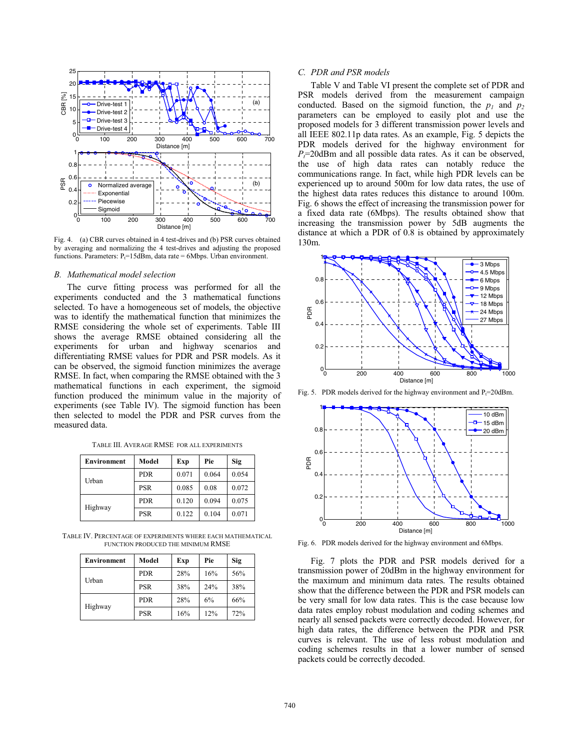Fig. 4. (a) CBR curves obtained in 4 test-drives and (b) PSR curves obtained by averaging and normalizing the 4 test-drives and adjusting the proposed functions. Parameters: $P_t$=15dBm, data rate = 6Mbps. Urban environment.

### B. Mathematical model selection

The curve fitting process was performed for all the experiments conducted and the 3 mathematical functions selected. To have a homogeneous set of models, the objective was to identify the mathematical function that minimizes the RMSE considering the whole set of experiments. Table III shows the average RMSE obtained considering all the experiments for urban and highway scenarios and differentiating RMSE values for PDR and PSR models. As it can be observed, the sigmoid function minimizes the average RMSE. In fact, when comparing the RMSE obtained with the 3 mathematical functions in each experiment, the sigmoid function produced the minimum value in the majority of experiments (see Table IV). The sigmoid function has been then selected to model the PDR and PSR curves from the measured data.

TABLE III. AVERAGE RMSE FOR ALL EXPERIMENTS

| Environment | Model | Exp | Pie | Sig |
|---|---|---|---|---|
| Urban | PDR | 0.071 | 0.064 | 0.054 |
| | PSR | 0.085 | 0.08 | 0.072 |
| Highway | PDR | 0.120 | 0.094 | 0.075 |
| | PSR | 0.122 | 0.104 | 0.071 |

TABLE IV. PERCENTAGE OF EXPERIMENTS WHERE EACH MATHEMATICAL FUNCTION PRODUCED THE MINIMUM RMSE

| Environment | Model | Exp | Pie | Sig |
|---|---|---|---|---|
| Urban | PDR | 28% | 16% | 56% |
| | PSR | 38% | 24% | 38% |
| Highway | PDR | 28% | 6% | 66% |
| | PSR | 16% | 12% | 72% |

### C. PDR and PSR models

Table V and Table VI present the complete set of PDR and PSR models derived from the measurement campaign conducted. Based on the sigmoid function, the $p_1$ and $p_2$ parameters can be employed to easily plot and use the proposed models for 3 different transmission power levels and all IEEE 802.11p data rates. As an example, Fig. 5 depicts the PDR models derived for the highway environment for $P_t$=20dBm and all possible data rates. As it can be observed, the use of high data rates can notably reduce the communications range. In fact, while high PDR levels can be experienced up to around 500m for low data rates, the use of the highest data rates reduces this distance to around 100m. Fig. 6 shows the effect of increasing the transmission power for a fixed data rate (6Mbps). The results obtained show that increasing the transmission power by 5dB augments the distance at which a PDR of 0.8 is obtained by approximately 130m.

Fig. 5. PDR models derived for the highway environment and $P_t$=20dBm.

Fig. 6. PDR models derived for the highway environment and 6Mbps.

Fig. 7 plots the PDR and PSR models derived for a transmission power of 20dBm in the highway environment for the maximum and minimum data rates. The results obtained show that the difference between the PDR and PSR models can be very small for low data rates. This is the case because low data rates employ robust modulation and coding schemes and nearly all sensed packets were correctly decoded. However, for high data rates, the difference between the PDR and PSR curves is relevant. The use of less robust modulation and coding schemes results in that a lower number of sensed packets could be correctly decoded.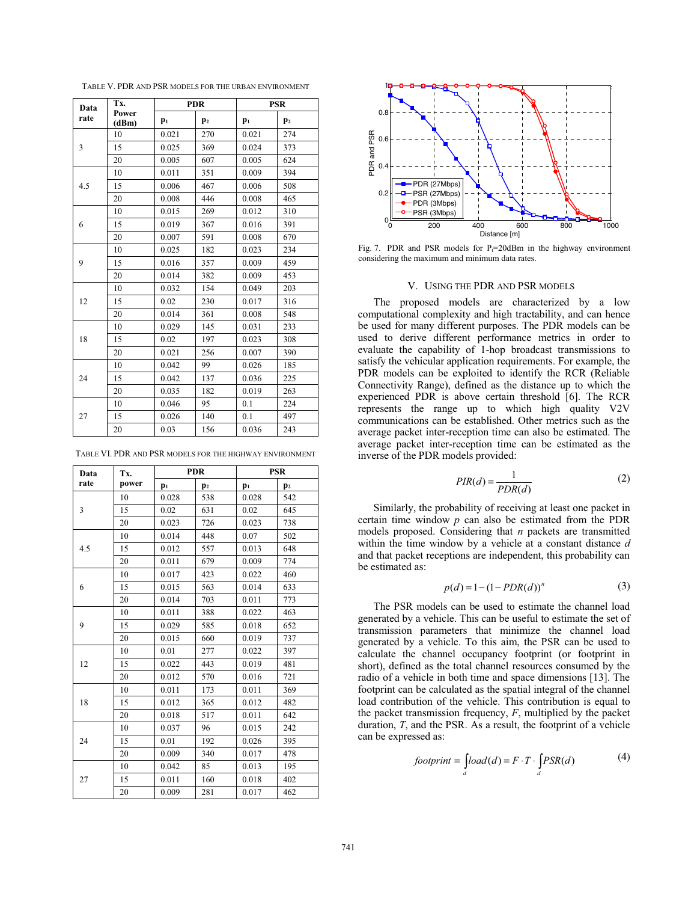TABLE V. PDR AND PSR MODELS FOR THE URBAN ENVIRONMENT

| Data rate | Tx. Power (dBm) | PDR | | PSR | |
|---|---|---|---|---|---|
| | | $p_1$ | $p_2$ | $p_1$ | $p_2$ |
| 3 | 10 | 0.021 | 270 | 0.021 | 274 |
| | 15 | 0.025 | 369 | 0.024 | 373 |
| | 20 | 0.005 | 607 | 0.005 | 624 |
| 4.5 | 10 | 0.011 | 351 | 0.009 | 394 |
| | 15 | 0.006 | 467 | 0.006 | 508 |
| | 20 | 0.008 | 446 | 0.008 | 465 |
| 6 | 10 | 0.015 | 269 | 0.012 | 310 |
| | 15 | 0.019 | 367 | 0.016 | 391 |
| | 20 | 0.007 | 591 | 0.008 | 670 |
| 9 | 10 | 0.025 | 182 | 0.023 | 234 |
| | 15 | 0.016 | 357 | 0.009 | 459 |
| | 20 | 0.014 | 382 | 0.009 | 453 |
| 12 | 10 | 0.032 | 154 | 0.049 | 203 |
| | 15 | 0.02 | 230 | 0.017 | 316 |
| | 20 | 0.014 | 361 | 0.008 | 548 |
| 18 | 10 | 0.029 | 145 | 0.031 | 233 |
| | 15 | 0.02 | 197 | 0.023 | 308 |
| | 20 | 0.021 | 256 | 0.007 | 390 |
| 24 | 10 | 0.042 | 99 | 0.026 | 185 |
| | 15 | 0.042 | 137 | 0.036 | 225 |
| | 20 | 0.035 | 182 | 0.019 | 263 |
| 27 | 10 | 0.046 | 95 | 0.1 | 224 |
| | 15 | 0.026 | 140 | 0.1 | 497 |
| | 20 | 0.03 | 156 | 0.036 | 243 |

TABLE VI. PDR AND PSR MODELS FOR THE HIGHWAY ENVIRONMENT

| Data rate | Tx. power | PDR | | PSR | |
|---|---|---|---|---|---|
| | | $p_1$ | $p_2$ | $p_1$ | $p_2$ |
| 3 | 10 | 0.028 | 538 | 0.028 | 542 |
| | 15 | 0.02 | 631 | 0.02 | 645 |
| | 20 | 0.023 | 726 | 0.023 | 738 |
| 4.5 | 10 | 0.014 | 448 | 0.07 | 502 |
| | 15 | 0.012 | 557 | 0.013 | 648 |
| | 20 | 0.011 | 679 | 0.009 | 774 |
| 6 | 10 | 0.017 | 423 | 0.022 | 460 |
| | 15 | 0.015 | 563 | 0.014 | 633 |
| | 20 | 0.014 | 703 | 0.011 | 773 |
| 9 | 10 | 0.011 | 388 | 0.022 | 463 |
| | 15 | 0.029 | 585 | 0.018 | 652 |
| | 20 | 0.015 | 660 | 0.019 | 737 |
| 12 | 10 | 0.01 | 277 | 0.022 | 397 |
| | 15 | 0.022 | 443 | 0.019 | 481 |
| | 20 | 0.012 | 570 | 0.016 | 721 |
| 18 | 10 | 0.011 | 173 | 0.011 | 369 |
| | 15 | 0.012 | 365 | 0.012 | 482 |
| | 20 | 0.018 | 517 | 0.011 | 642 |
| 24 | 10 | 0.037 | 96 | 0.015 | 242 |
| | 15 | 0.01 | 192 | 0.026 | 395 |
| | 20 | 0.009 | 340 | 0.017 | 478 |
| 27 | 10 | 0.042 | 85 | 0.013 | 195 |
| | 15 | 0.011 | 160 | 0.018 | 402 |
| | 20 | 0.009 | 281 | 0.017 | 462 |

Fig. 7. PDR and PSR models for $P_t$=20dBm in the highway environment considering the maximum and minimum data rates.

## V. USING THE PDR AND PSR MODELS

The proposed models are characterized by a low computational complexity and high tractability, and can hence be used for many different purposes. The PDR models can be used to derive different performance metrics in order to evaluate the capability of 1-hop broadcast transmissions to satisfy the vehicular application requirements. For example, the PDR models can be exploited to identify the RCR (Reliable Connectivity Range), defined as the distance up to which the experienced PDR is above certain threshold [6]. The RCR represents the range up to which high quality V2V communications can be established. Other metrics such as the average packet inter-reception time can also be estimated. The average packet inter-reception time can be estimated as the inverse of the PDR models provided:

$$PIR(d) = \frac{1}{PDR(d)} \tag{2}$$

Similarly, the probability of receiving at least one packet in certain time window $p$ can also be estimated from the PDR models proposed. Considering that $n$ packets are transmitted within the time window by a vehicle at a constant distance $d$ and that packet receptions are independent, this probability can be estimated as:

$$p(d) = 1 - (1 - PDR(d))^n \tag{3}$$

The PSR models can be used to estimate the channel load generated by a vehicle. This can be useful to estimate the set of transmission parameters that minimize the channel load generated by a vehicle. To this aim, the PSR can be used to calculate the channel occupancy footprint (or footprint in short), defined as the total channel resources consumed by the radio of a vehicle in both time and space dimensions [13]. The footprint can be calculated as the spatial integral of the channel load contribution of the vehicle. This contribution is equal to the packet transmission frequency, $F$, multiplied by the packet duration, $T$, and the PSR. As a result, the footprint of a vehicle can be expressed as:

$$footprint = \int_d load(d) = F \cdot T \cdot \int_d PSR(d) \tag{4}$$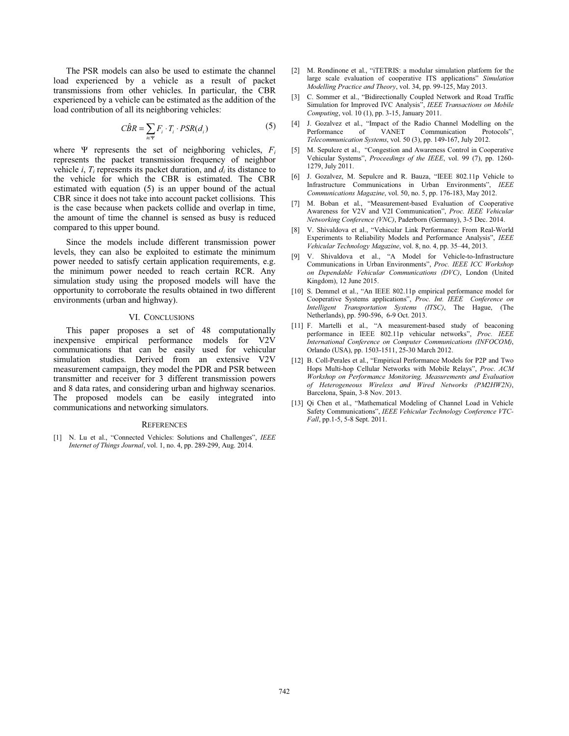The PSR models can also be used to estimate the channel load experienced by a vehicle as a result of packet transmissions from other vehicles. In particular, the CBR experienced by a vehicle can be estimated as the addition of the load contribution of all its neighboring vehicles:

$$C\hat{B}R = \sum_{i \in \Psi} F_i \cdot T_i \cdot PSR(d_i) \tag{5}$$

where $\Psi$ represents the set of neighboring vehicles, $F_i$ represents the packet transmission frequency of neighbor vehicle $i$, $T_i$ represents its packet duration, and $d_i$ its distance to the vehicle for which the CBR is estimated. The CBR estimated with equation (5) is an upper bound of the actual CBR since it does not take into account packet collisions. This is the case because when packets collide and overlap in time, the amount of time the channel is sensed as busy is reduced compared to this upper bound.

Since the models include different transmission power levels, they can also be exploited to estimate the minimum power needed to satisfy certain application requirements, e.g. the minimum power needed to reach certain RCR. Any simulation study using the proposed models will have the opportunity to corroborate the results obtained in two different environments (urban and highway).

## VI. Conclusions

This paper proposes a set of 48 computationally inexpensive empirical performance models for V2V communications that can be easily used for vehicular simulation studies. Derived from an extensive V2V measurement campaign, they model the PDR and PSR between transmitter and receiver for 3 different transmission powers and 8 data rates, and considering urban and highway scenarios. The proposed models can be easily integrated into communications and networking simulators.

## References

[1] N. Lu et al., "Connected Vehicles: Solutions and Challenges", *IEEE Internet of Things Journal*, vol. 1, no. 4, pp. 289-299, Aug. 2014.

[2] M. Rondinone et al., "iTETRIS: a modular simulation platform for the large scale evaluation of cooperative ITS applications" *Simulation Modelling Practice and Theory*, vol. 34, pp. 99-125, May 2013.

[3] C. Sommer et al., "Bidirectionally Coupled Network and Road Traffic Simulation for Improved IVC Analysis", *IEEE Transactions on Mobile Computing*, vol. 10 (1), pp. 3-15, January 2011.

[4] J. Gozalvez et al., "Impact of the Radio Channel Modelling on the Performance of VANET Communication Protocols", *Telecommunication Systems*, vol. 50 (3), pp. 149-167, July 2012.

[5] M. Sepulcre et al., "Congestion and Awareness Control in Cooperative Vehicular Systems", *Proceedings of the IEEE*, vol. 99 (7), pp. 1260-1279, July 2011.

[6] J. Gozalvez, M. Sepulcre and R. Bauza, "IEEE 802.11p Vehicle to Infrastructure Communications in Urban Environments", *IEEE Communications Magazine*, vol. 50, no. 5, pp. 176-183, May 2012.

[7] M. Boban et al., "Measurement-based Evaluation of Cooperative Awareness for V2V and V2I Communication", *Proc. IEEE Vehicular Networking Conference (VNC)*, Paderborn (Germany), 3-5 Dec. 2014.

[8] V. Shivaldova et al., "Vehicular Link Performance: From Real-World Experiments to Reliability Models and Performance Analysis", *IEEE Vehicular Technology Magazine*, vol. 8, no. 4, pp. 35–44, 2013.

[9] V. Shivaldova et al., "A Model for Vehicle-to-Infrastructure Communications in Urban Environments", *Proc. IEEE ICC Workshop on Dependable Vehicular Communications (DVC)*, London (United Kingdom), 12 June 2015.

[10] S. Demmel et al., "An IEEE 802.11p empirical performance model for Cooperative Systems applications", *Proc. Int. IEEE Conference on Intelligent Transportation Systems (ITSC)*, The Hague, (The Netherlands), pp. 590-596, 6-9 Oct. 2013.

[11] F. Martelli et al., "A measurement-based study of beaconing performance in IEEE 802.11p vehicular networks", *Proc. IEEE International Conference on Computer Communications (INFOCOM)*, Orlando (USA), pp. 1503-1511, 25-30 March 2012.

[12] B. Coll-Perales et al., "Empirical Performance Models for P2P and Two Hops Multi-hop Cellular Networks with Mobile Relays", *Proc. ACM Workshop on Performance Monitoring, Measurements and Evaluation of Heterogeneous Wireless and Wired Networks (PM2HW2N)*, Barcelona, Spain, 3-8 Nov. 2013.

[13] Qi Chen et al., "Mathematical Modeling of Channel Load in Vehicle Safety Communications", *IEEE Vehicular Technology Conference VTC-Fall*, pp.1-5, 5-8 Sept. 2011.